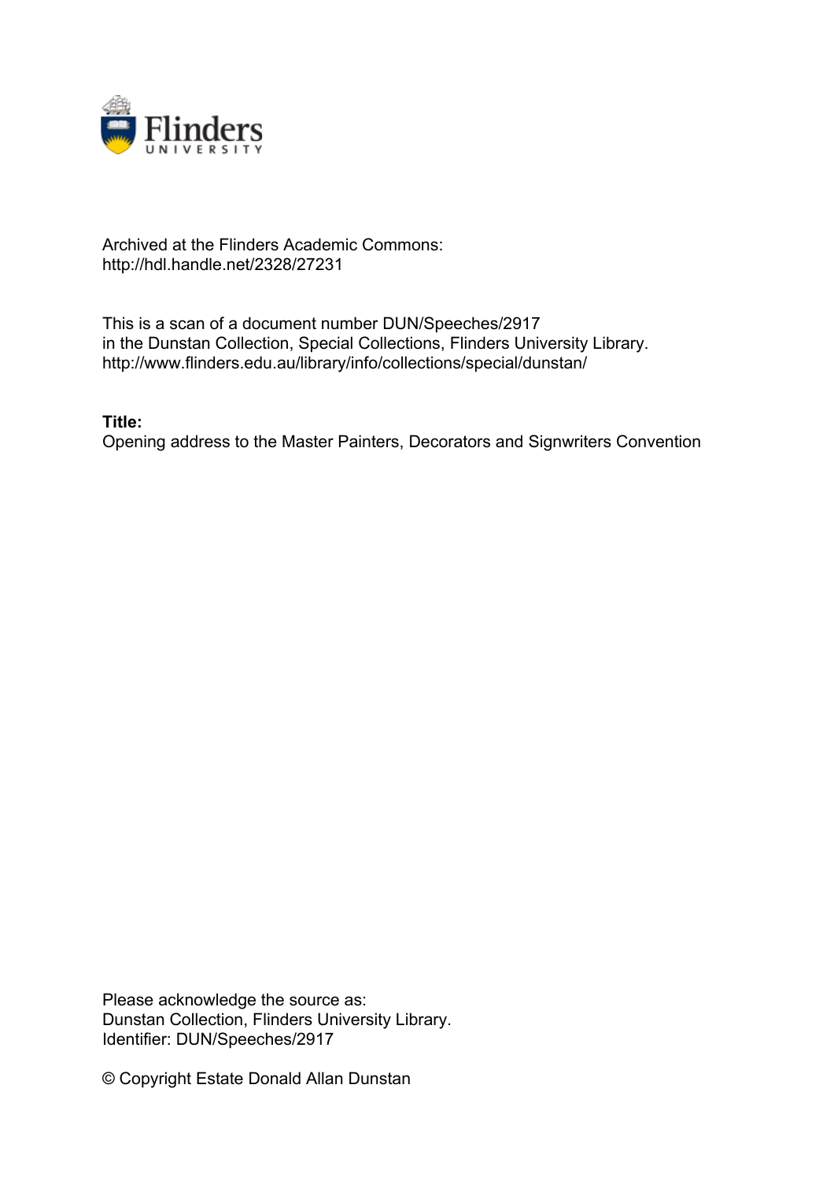Archived at the Flinders Academic Commons:
http://hdl.handle.net/2328/27231

This is a scan of a document number DUN/Speeches/2917
in the Dunstan Collection, Special Collections, Flinders University Library.
http://www.flinders.edu.au/library/info/collections/special/dunstan/

**Title:**
Opening address to the Master Painters, Decorators and Signwriters Convention

Please acknowledge the source as:
Dunstan Collection, Flinders University Library.
Identifier: DUN/Speeches/2917

© Copyright Estate Donald Allan Dunstan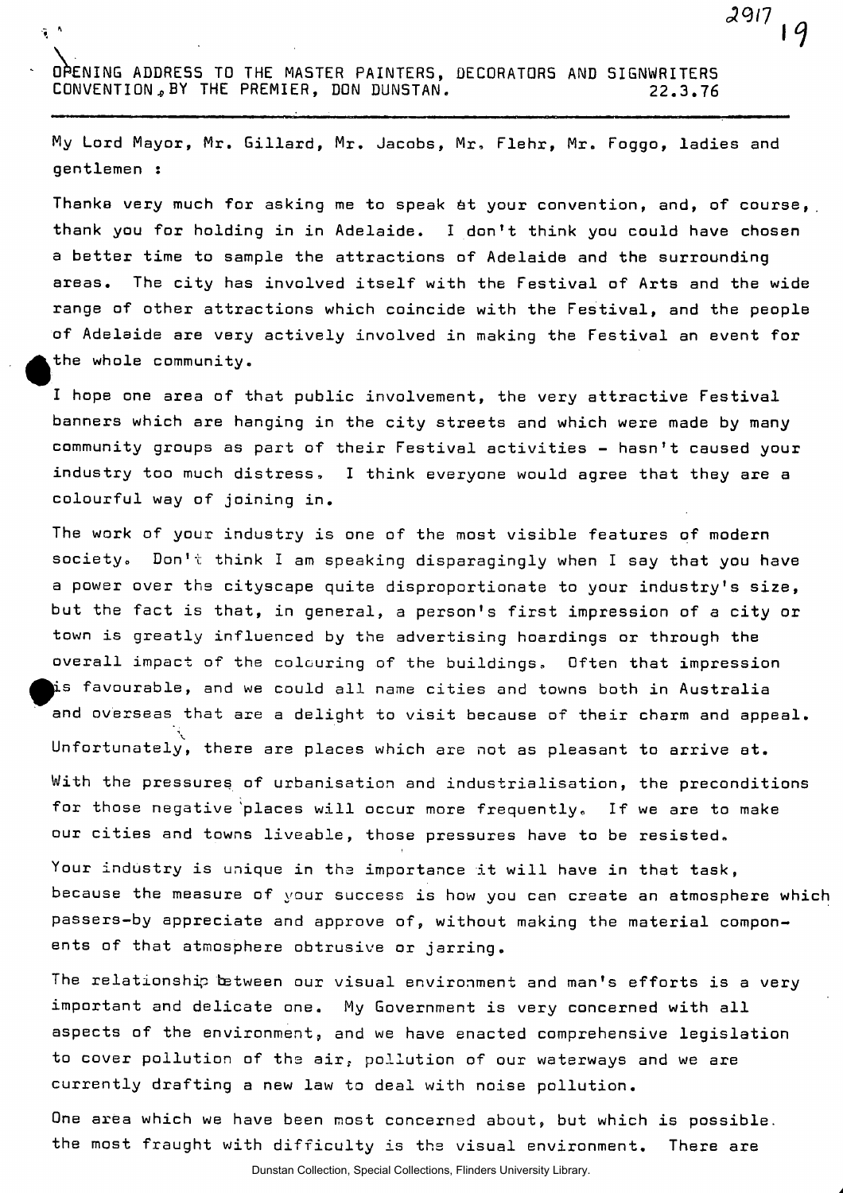OPENING ADDRESS TO THE MASTER PAINTERS, DECORATORS AND SIGNWRITERS CONVENTION, BY THE PREMIER, DON DUNSTAN. 22.3.76

My Lord Mayor, Mr. Gillard, Mr. Jacobs, Mr. Flehr, Mr. Foggo, ladies and gentlemen :

Thanks very much for asking me to speak at your convention, and, of course, thank you for holding in in Adelaide. I don't think you could have chosen a better time to sample the attractions of Adelaide and the surrounding areas. The city has involved itself with the Festival of Arts and the wide range of other attractions which coincide with the Festival, and the people of Adelaide are very actively involved in making the Festival an event for the whole community.

I hope one area of that public involvement, the very attractive Festival banners which are hanging in the city streets and which were made by many community groups as part of their Festival activities - hasn't caused your industry too much distress. I think everyone would agree that they are a colourful way of joining in.

The work of your industry is one of the most visible features of modern society. Don't think I am speaking disparagingly when I say that you have a power over the cityscape quite disproportionate to your industry's size, but the fact is that, in general, a person's first impression of a city or town is greatly influenced by the advertising hoardings or through the overall impact of the colouring of the buildings. Often that impression is favourable, and we could all name cities and towns both in Australia and overseas that are a delight to visit because of their charm and appeal. Unfortunately, there are places which are not as pleasant to arrive at.

With the pressures of urbanisation and industrialisation, the preconditions for those negative places will occur more frequently. If we are to make our cities and towns liveable, those pressures have to be resisted.

Your industry is unique in the importance it will have in that task, because the measure of your success is how you can create an atmosphere which passers-by appreciate and approve of, without making the material components of that atmosphere obtrusive or jarring.

The relationship between our visual environment and man's efforts is a very important and delicate one. My Government is very concerned with all aspects of the environment, and we have enacted comprehensive legislation to cover pollution of the air, pollution of our waterways and we are currently drafting a new law to deal with noise pollution.

One area which we have been most concerned about, but which is possible the most fraught with difficulty is the visual environment. There are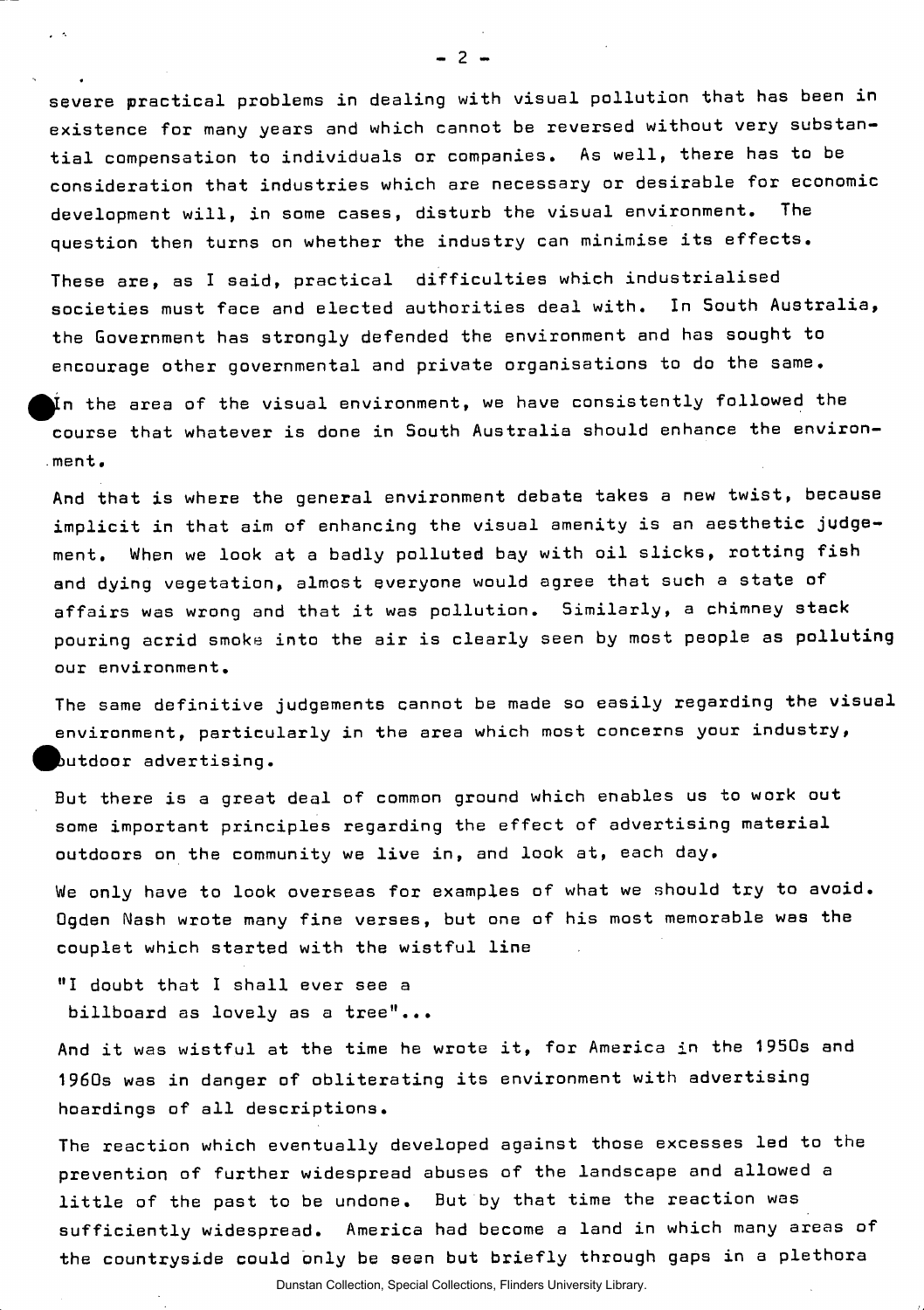severe practical problems in dealing with visual pollution that has been in existence for many years and which cannot be reversed without very substantial compensation to individuals or companies. As well, there has to be consideration that industries which are necessary or desirable for economic development will, in some cases, disturb the visual environment. The question then turns on whether the industry can minimise its effects.

These are, as I said, practical difficulties which industrialised societies must face and elected authorities deal with. In South Australia, the Government has strongly defended the environment and has sought to encourage other governmental and private organisations to do the same.

In the area of the visual environment, we have consistently followed the course that whatever is done in South Australia should enhance the environment.

And that is where the general environment debate takes a new twist, because implicit in that aim of enhancing the visual amenity is an aesthetic judgement. When we look at a badly polluted bay with oil slicks, rotting fish and dying vegetation, almost everyone would agree that such a state of affairs was wrong and that it was pollution. Similarly, a chimney stack pouring acrid smoke into the air is clearly seen by most people as polluting our environment.

The same definitive judgements cannot be made so easily regarding the visual environment, particularly in the area which most concerns your industry, outdoor advertising.

But there is a great deal of common ground which enables us to work out some important principles regarding the effect of advertising material outdoors on the community we live in, and look at, each day.

We only have to look overseas for examples of what we should try to avoid. Ogden Nash wrote many fine verses, but one of his most memorable was the couplet which started with the wistful line

"I doubt that I shall ever see a
billboard as lovely as a tree"...

And it was wistful at the time he wrote it, for America in the 1950s and 1960s was in danger of obliterating its environment with advertising hoardings of all descriptions.

The reaction which eventually developed against those excesses led to the prevention of further widespread abuses of the landscape and allowed a little of the past to be undone. But by that time the reaction was sufficiently widespread. America had become a land in which many areas of the countryside could only be seen but briefly through gaps in a plethora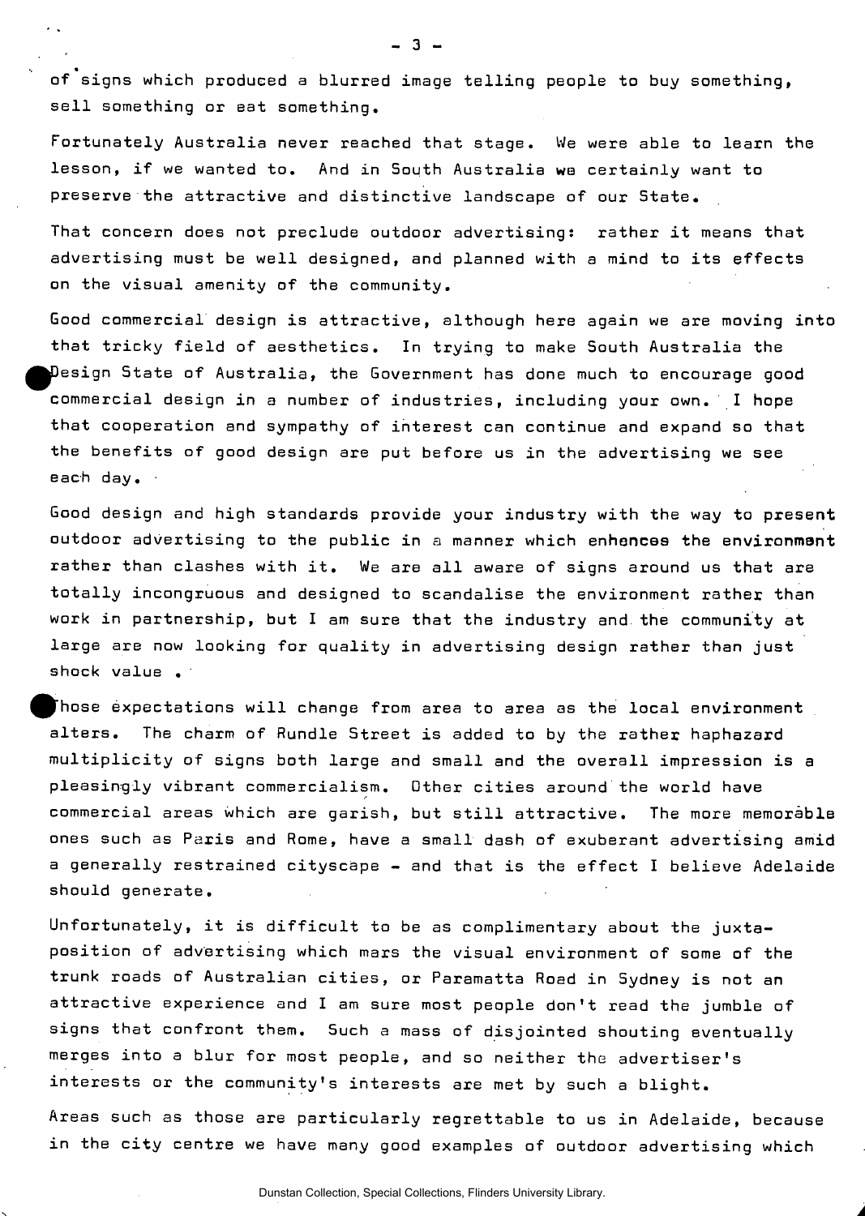of signs which produced a blurred image telling people to buy something, sell something or eat something.

Fortunately Australia never reached that stage. We were able to learn the lesson, if we wanted to. And in South Australia we certainly want to preserve the attractive and distinctive landscape of our State.

That concern does not preclude outdoor advertising: rather it means that advertising must be well designed, and planned with a mind to its effects on the visual amenity of the community.

Good commercial design is attractive, although here again we are moving into that tricky field of aesthetics. In trying to make South Australia the Design State of Australia, the Government has done much to encourage good commercial design in a number of industries, including your own. I hope that cooperation and sympathy of interest can continue and expand so that the benefits of good design are put before us in the advertising we see each day.

Good design and high standards provide your industry with the way to present outdoor advertising to the public in a manner which enhances the environment rather than clashes with it. We are all aware of signs around us that are totally incongruous and designed to scandalise the environment rather than work in partnership, but I am sure that the industry and the community at large are now looking for quality in advertising design rather than just shock value.

Those expectations will change from area to area as the local environment alters. The charm of Rundle Street is added to by the rather haphazard multiplicity of signs both large and small and the overall impression is a pleasingly vibrant commercialism. Other cities around the world have commercial areas which are garish, but still attractive. The more memorable ones such as Paris and Rome, have a small dash of exuberant advertising amid a generally restrained cityscape - and that is the effect I believe Adelaide should generate.

Unfortunately, it is difficult to be as complimentary about the juxta-position of advertising which mars the visual environment of some of the trunk roads of Australian cities, or Paramatta Road in Sydney is not an attractive experience and I am sure most people don't read the jumble of signs that confront them. Such a mass of disjointed shouting eventually merges into a blur for most people, and so neither the advertiser's interests or the community's interests are met by such a blight.

Areas such as those are particularly regrettable to us in Adelaide, because in the city centre we have many good examples of outdoor advertising which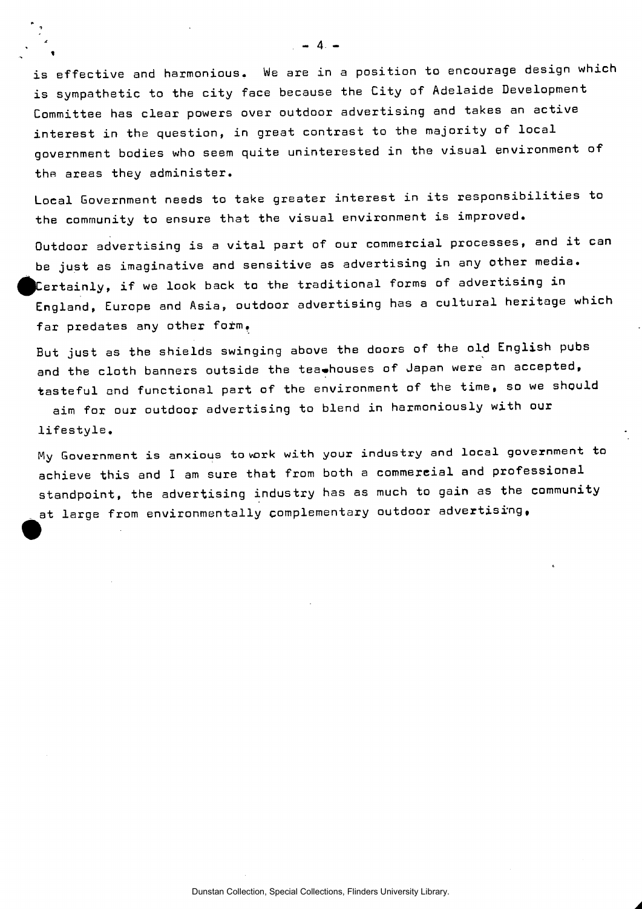is effective and harmonious. We are in a position to encourage design which is sympathetic to the city face because the City of Adelaide Development Committee has clear powers over outdoor advertising and takes an active interest in the question, in great contrast to the majority of local government bodies who seem quite uninterested in the visual environment of the areas they administer.

Local Government needs to take greater interest in its responsibilities to the community to ensure that the visual environment is improved.

Outdoor advertising is a vital part of our commercial processes, and it can be just as imaginative and sensitive as advertising in any other media. Certainly, if we look back to the traditional forms of advertising in England, Europe and Asia, outdoor advertising has a cultural heritage which far predates any other form.

But just as the shields swinging above the doors of the old English pubs and the cloth banners outside the tea-houses of Japan were an accepted, tasteful and functional part of the environment of the time, so we should aim for our outdoor advertising to blend in harmoniously with our lifestyle.

My Government is anxious to work with your industry and local government to achieve this and I am sure that from both a commercial and professional standpoint, the advertising industry has as much to gain as the community at large from environmentally complementary outdoor advertising.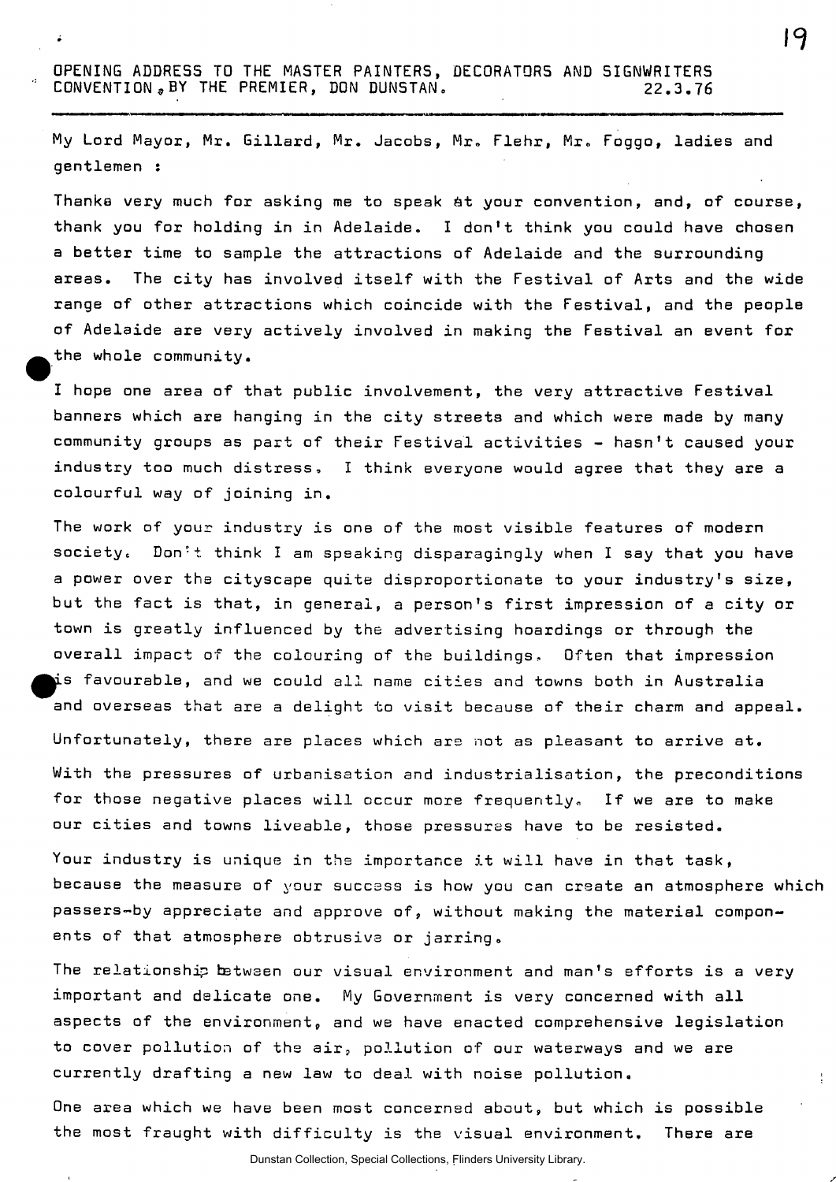OPENING ADDRESS TO THE MASTER PAINTERS, DECORATORS AND SIGNWRITERS CONVENTION, BY THE PREMIER, DON DUNSTAN. 22.3.76

My Lord Mayor, Mr. Gillard, Mr. Jacobs, Mr. Flehr, Mr. Foggo, ladies and gentlemen :

Thanks very much for asking me to speak at your convention, and, of course, thank you for holding in in Adelaide. I don't think you could have chosen a better time to sample the attractions of Adelaide and the surrounding areas. The city has involved itself with the Festival of Arts and the wide range of other attractions which coincide with the Festival, and the people of Adelaide are very actively involved in making the Festival an event for the whole community.

I hope one area of that public involvement, the very attractive Festival banners which are hanging in the city streets and which were made by many community groups as part of their Festival activities - hasn't caused your industry too much distress. I think everyone would agree that they are a colourful way of joining in.

The work of your industry is one of the most visible features of modern society. Don't think I am speaking disparagingly when I say that you have a power over the cityscape quite disproportionate to your industry's size, but the fact is that, in general, a person's first impression of a city or town is greatly influenced by the advertising hoardings or through the overall impact of the colouring of the buildings. Often that impression is favourable, and we could all name cities and towns both in Australia and overseas that are a delight to visit because of their charm and appeal.

Unfortunately, there are places which are not as pleasant to arrive at.

With the pressures of urbanisation and industrialisation, the preconditions for those negative places will occur more frequently. If we are to make our cities and towns liveable, those pressures have to be resisted.

Your industry is unique in the importance it will have in that task, because the measure of your success is how you can create an atmosphere which passers-by appreciate and approve of, without making the material components of that atmosphere obtrusive or jarring.

The relationship between our visual environment and man's efforts is a very important and delicate one. My Government is very concerned with all aspects of the environment, and we have enacted comprehensive legislation to cover pollution of the air, pollution of our waterways and we are currently drafting a new law to deal with noise pollution.

One area which we have been most concerned about, but which is possible the most fraught with difficulty is the visual environment. There are

Dunstan Collection, Special Collections, Flinders University Library.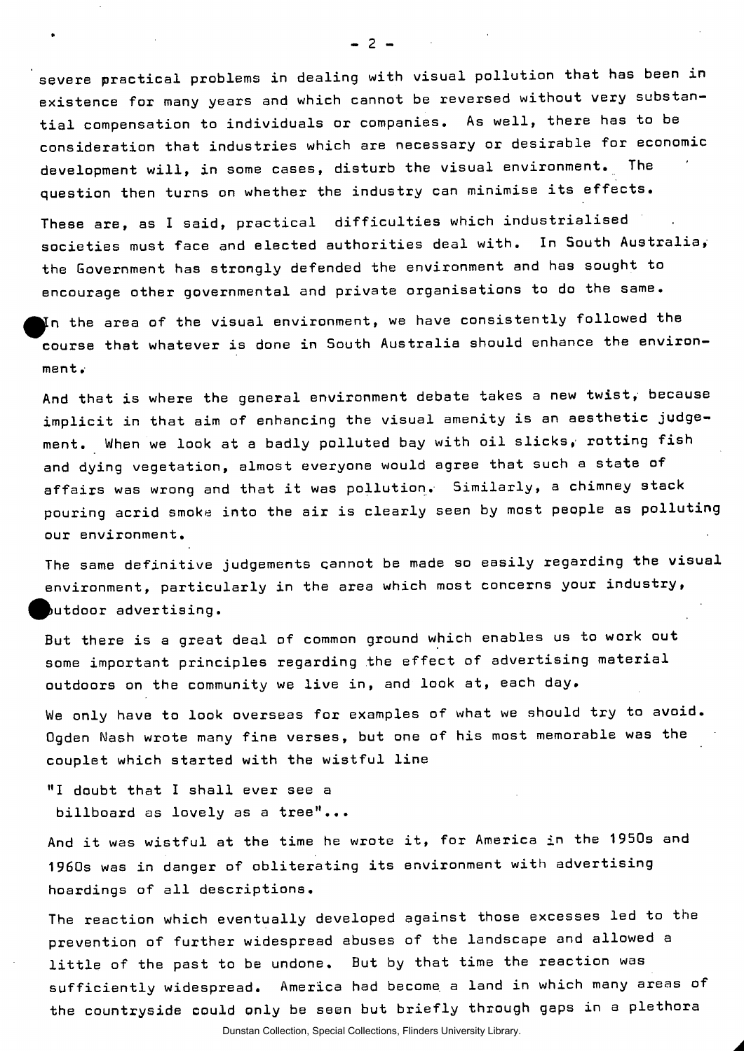severe practical problems in dealing with visual pollution that has been in existence for many years and which cannot be reversed without very substantial compensation to individuals or companies. As well, there has to be consideration that industries which are necessary or desirable for economic development will, in some cases, disturb the visual environment. The question then turns on whether the industry can minimise its effects.

These are, as I said, practical difficulties which industrialised societies must face and elected authorities deal with. In South Australia, the Government has strongly defended the environment and has sought to encourage other governmental and private organisations to do the same.

In the area of the visual environment, we have consistently followed the course that whatever is done in South Australia should enhance the environment.

And that is where the general environment debate takes a new twist, because implicit in that aim of enhancing the visual amenity is an aesthetic judgement. When we look at a badly polluted bay with oil slicks, rotting fish and dying vegetation, almost everyone would agree that such a state of affairs was wrong and that it was pollution. Similarly, a chimney stack pouring acrid smoke into the air is clearly seen by most people as polluting our environment.

The same definitive judgements cannot be made so easily regarding the visual environment, particularly in the area which most concerns your industry, outdoor advertising.

But there is a great deal of common ground which enables us to work out some important principles regarding the effect of advertising material outdoors on the community we live in, and look at, each day.

We only have to look overseas for examples of what we should try to avoid. Ogden Nash wrote many fine verses, but one of his most memorable was the couplet which started with the wistful line

"I doubt that I shall ever see a
billboard as lovely as a tree"...

And it was wistful at the time he wrote it, for America in the 1950s and 1960s was in danger of obliterating its environment with advertising hoardings of all descriptions.

The reaction which eventually developed against those excesses led to the prevention of further widespread abuses of the landscape and allowed a little of the past to be undone. But by that time the reaction was sufficiently widespread. America had become a land in which many areas of the countryside could only be seen but briefly through gaps in a plethora

Dunstan Collection, Special Collections, Flinders University Library.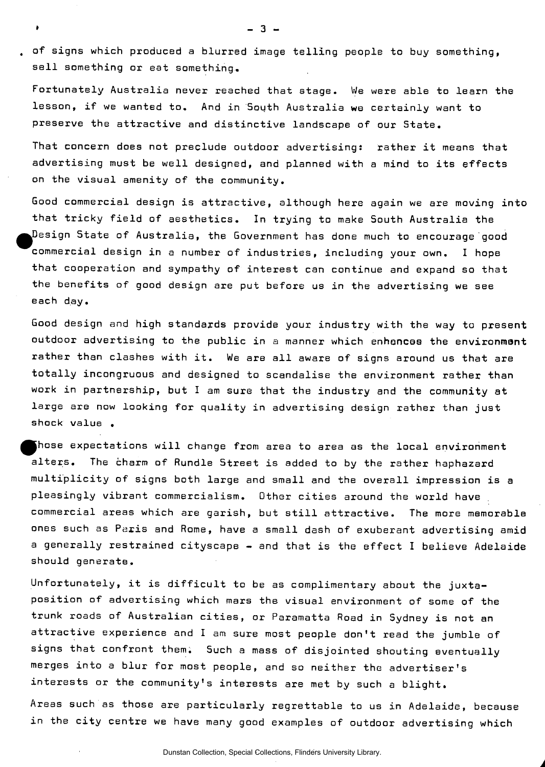of signs which produced a blurred image telling people to buy something, sell something or eat something.

Fortunately Australia never reached that stage. We were able to learn the lesson, if we wanted to. And in South Australia we certainly want to preserve the attractive and distinctive landscape of our State.

That concern does not preclude outdoor advertising: rather it means that advertising must be well designed, and planned with a mind to its effects on the visual amenity of the community.

Good commercial design is attractive, although here again we are moving into that tricky field of aesthetics. In trying to make South Australia the Design State of Australia, the Government has done much to encourage good commercial design in a number of industries, including your own. I hope that cooperation and sympathy of interest can continue and expand so that the benefits of good design are put before us in the advertising we see each day.

Good design and high standards provide your industry with the way to present outdoor advertising to the public in a manner which enhances the environment rather than clashes with it. We are all aware of signs around us that are totally incongruous and designed to scandalise the environment rather than work in partnership, but I am sure that the industry and the community at large are now looking for quality in advertising design rather than just shock value .

Those expectations will change from area to area as the local environment alters. The charm of Rundle Street is added to by the rather haphazard multiplicity of signs both large and small and the overall impression is a pleasingly vibrant commercialism. Other cities around the world have commercial areas which are garish, but still attractive. The more memorable ones such as Paris and Rome, have a small dash of exuberant advertising amid a generally restrained cityscape - and that is the effect I believe Adelaide should generate.

Unfortunately, it is difficult to be as complimentary about the juxta-position of advertising which mars the visual environment of some of the trunk roads of Australian cities, or Paramatta Road in Sydney is not an attractive experience and I am sure most people don't read the jumble of signs that confront them. Such a mass of disjointed shouting eventually merges into a blur for most people, and so neither the advertiser's interests or the community's interests are met by such a blight.

Areas such as those are particularly regrettable to us in Adelaide, because in the city centre we have many good examples of outdoor advertising which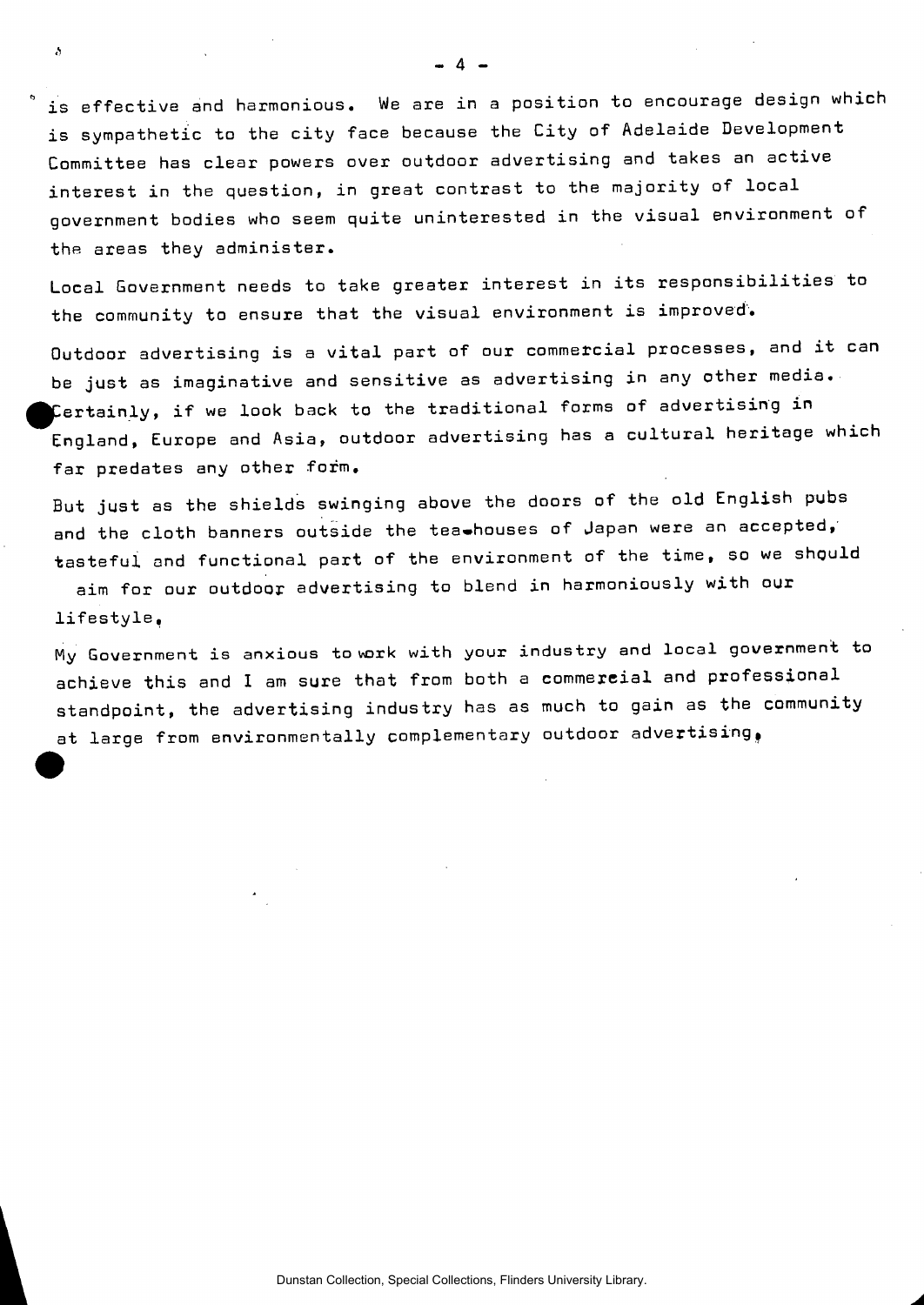is effective and harmonious. We are in a position to encourage design which is sympathetic to the city face because the City of Adelaide Development Committee has clear powers over outdoor advertising and takes an active interest in the question, in great contrast to the majority of local government bodies who seem quite uninterested in the visual environment of the areas they administer.

Local Government needs to take greater interest in its responsibilities to the community to ensure that the visual environment is improved.

Outdoor advertising is a vital part of our commercial processes, and it can be just as imaginative and sensitive as advertising in any other media. Certainly, if we look back to the traditional forms of advertising in England, Europe and Asia, outdoor advertising has a cultural heritage which far predates any other form.

But just as the shields swinging above the doors of the old English pubs and the cloth banners outside the tea-houses of Japan were an accepted, tasteful and functional part of the environment of the time, so we should aim for our outdoor advertising to blend in harmoniously with our lifestyle.

My Government is anxious to work with your industry and local government to achieve this and I am sure that from both a commercial and professional standpoint, the advertising industry has as much to gain as the community at large from environmentally complementary outdoor advertising.

Dunstan Collection, Special Collections, Flinders University Library.